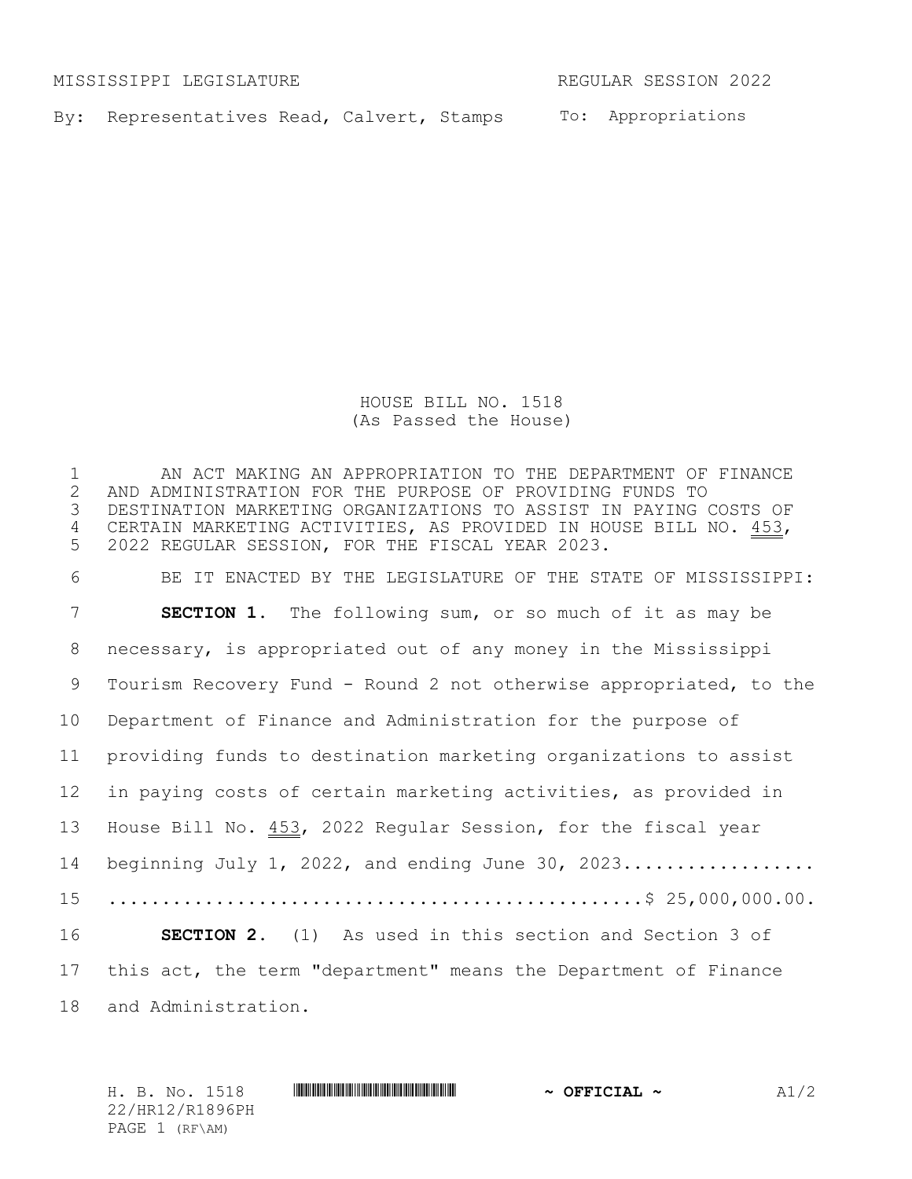MISSISSIPPI LEGISLATURE REGULAR SESSION 2022

By: Representatives Read, Calvert, Stamps

To: Appropriations

# HOUSE BILL NO. 1518
(As Passed the House)

AN ACT MAKING AN APPROPRIATION TO THE DEPARTMENT OF FINANCE AND ADMINISTRATION FOR THE PURPOSE OF PROVIDING FUNDS TO DESTINATION MARKETING ORGANIZATIONS TO ASSIST IN PAYING COSTS OF CERTAIN MARKETING ACTIVITIES, AS PROVIDED IN HOUSE BILL NO. 453, 2022 REGULAR SESSION, FOR THE FISCAL YEAR 2023.

BE IT ENACTED BY THE LEGISLATURE OF THE STATE OF MISSISSIPPI:

**SECTION 1.** The following sum, or so much of it as may be necessary, is appropriated out of any money in the Mississippi Tourism Recovery Fund - Round 2 not otherwise appropriated, to the Department of Finance and Administration for the purpose of providing funds to destination marketing organizations to assist in paying costs of certain marketing activities, as provided in House Bill No. 453, 2022 Regular Session, for the fiscal year beginning July 1, 2022, and ending June 30, 2023.................. ..................................................$ 25,000,000.00.

**SECTION 2.** (1) As used in this section and Section 3 of this act, the term "department" means the Department of Finance and Administration.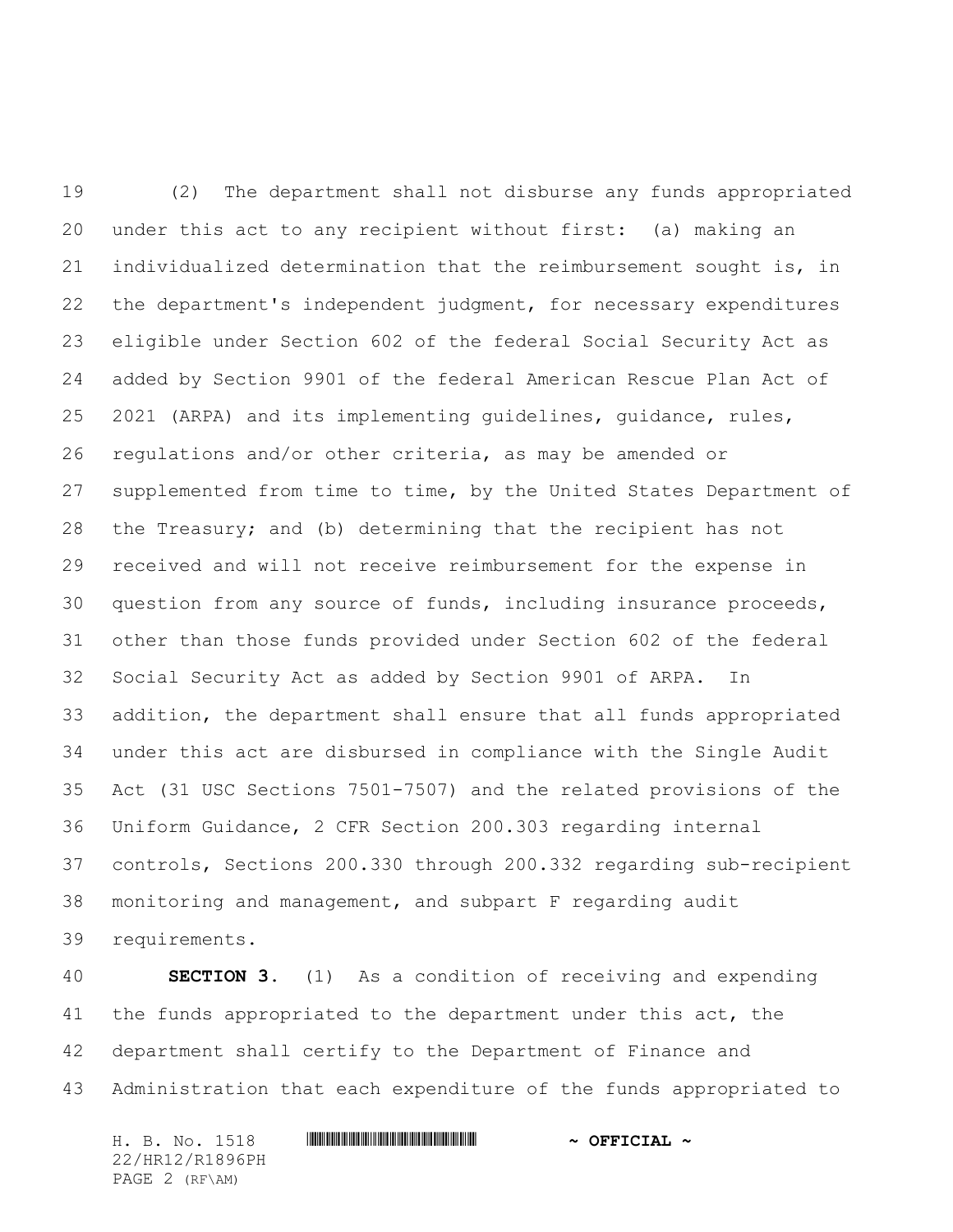(2) The department shall not disburse any funds appropriated under this act to any recipient without first: (a) making an individualized determination that the reimbursement sought is, in the department's independent judgment, for necessary expenditures eligible under Section 602 of the federal Social Security Act as added by Section 9901 of the federal American Rescue Plan Act of 2021 (ARPA) and its implementing guidelines, guidance, rules, regulations and/or other criteria, as may be amended or supplemented from time to time, by the United States Department of the Treasury; and (b) determining that the recipient has not received and will not receive reimbursement for the expense in question from any source of funds, including insurance proceeds, other than those funds provided under Section 602 of the federal Social Security Act as added by Section 9901 of ARPA. In addition, the department shall ensure that all funds appropriated under this act are disbursed in compliance with the Single Audit Act (31 USC Sections 7501-7507) and the related provisions of the Uniform Guidance, 2 CFR Section 200.303 regarding internal controls, Sections 200.330 through 200.332 regarding sub-recipient monitoring and management, and subpart F regarding audit requirements.

**SECTION 3.** (1) As a condition of receiving and expending the funds appropriated to the department under this act, the department shall certify to the Department of Finance and Administration that each expenditure of the funds appropriated to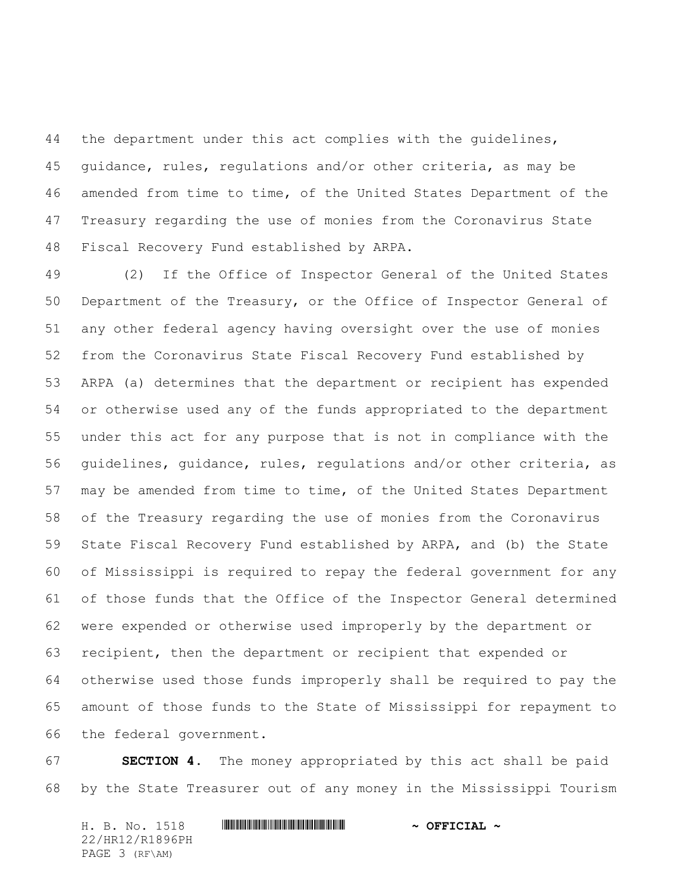the department under this act complies with the guidelines, guidance, rules, regulations and/or other criteria, as may be amended from time to time, of the United States Department of the Treasury regarding the use of monies from the Coronavirus State Fiscal Recovery Fund established by ARPA.

(2) If the Office of Inspector General of the United States Department of the Treasury, or the Office of Inspector General of any other federal agency having oversight over the use of monies from the Coronavirus State Fiscal Recovery Fund established by ARPA (a) determines that the department or recipient has expended or otherwise used any of the funds appropriated to the department under this act for any purpose that is not in compliance with the guidelines, guidance, rules, regulations and/or other criteria, as may be amended from time to time, of the United States Department of the Treasury regarding the use of monies from the Coronavirus State Fiscal Recovery Fund established by ARPA, and (b) the State of Mississippi is required to repay the federal government for any of those funds that the Office of the Inspector General determined were expended or otherwise used improperly by the department or recipient, then the department or recipient that expended or otherwise used those funds improperly shall be required to pay the amount of those funds to the State of Mississippi for repayment to the federal government.

**SECTION 4.** The money appropriated by this act shall be paid by the State Treasurer out of any money in the Mississippi Tourism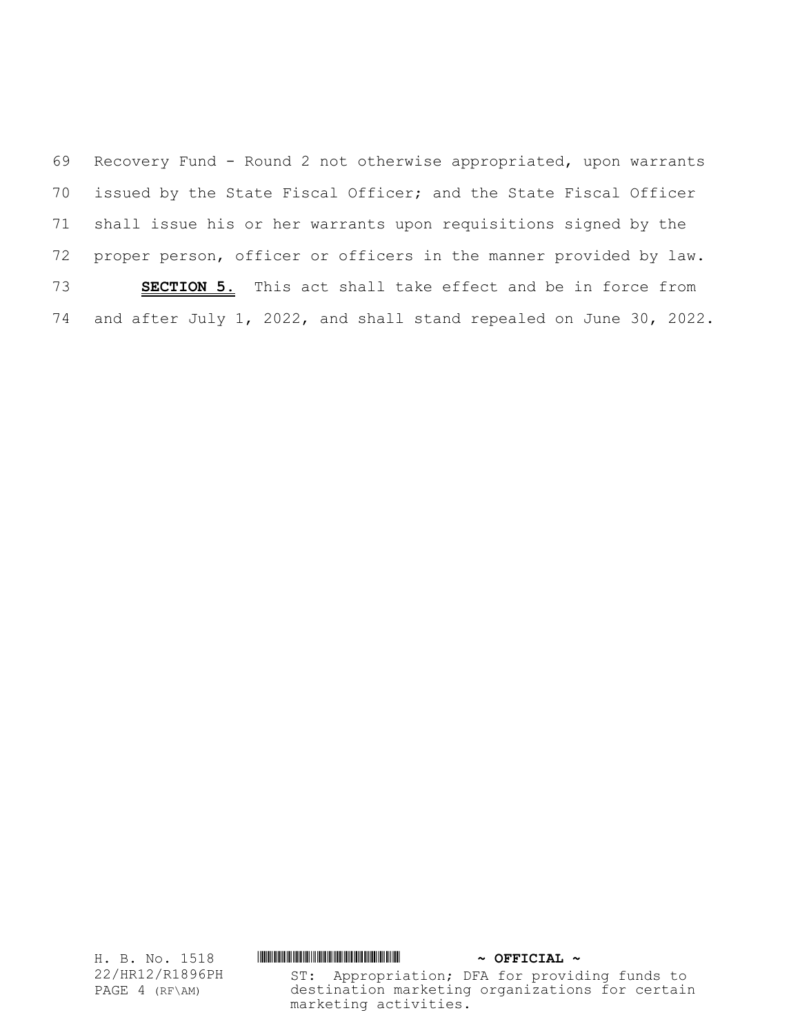69 Recovery Fund - Round 2 not otherwise appropriated, upon warrants
70 issued by the State Fiscal Officer; and the State Fiscal Officer
71 shall issue his or her warrants upon requisitions signed by the
72 proper person, officer or officers in the manner provided by law.
73 **SECTION 5.** This act shall take effect and be in force from
74 and after July 1, 2022, and shall stand repealed on June 30, 2022.

H. B. No. 1518 ~ **OFFICIAL** ~
22/HR12/R1896PH
PAGE 4 (RF\AM)
ST: Appropriation; DFA for providing funds to destination marketing organizations for certain marketing activities.